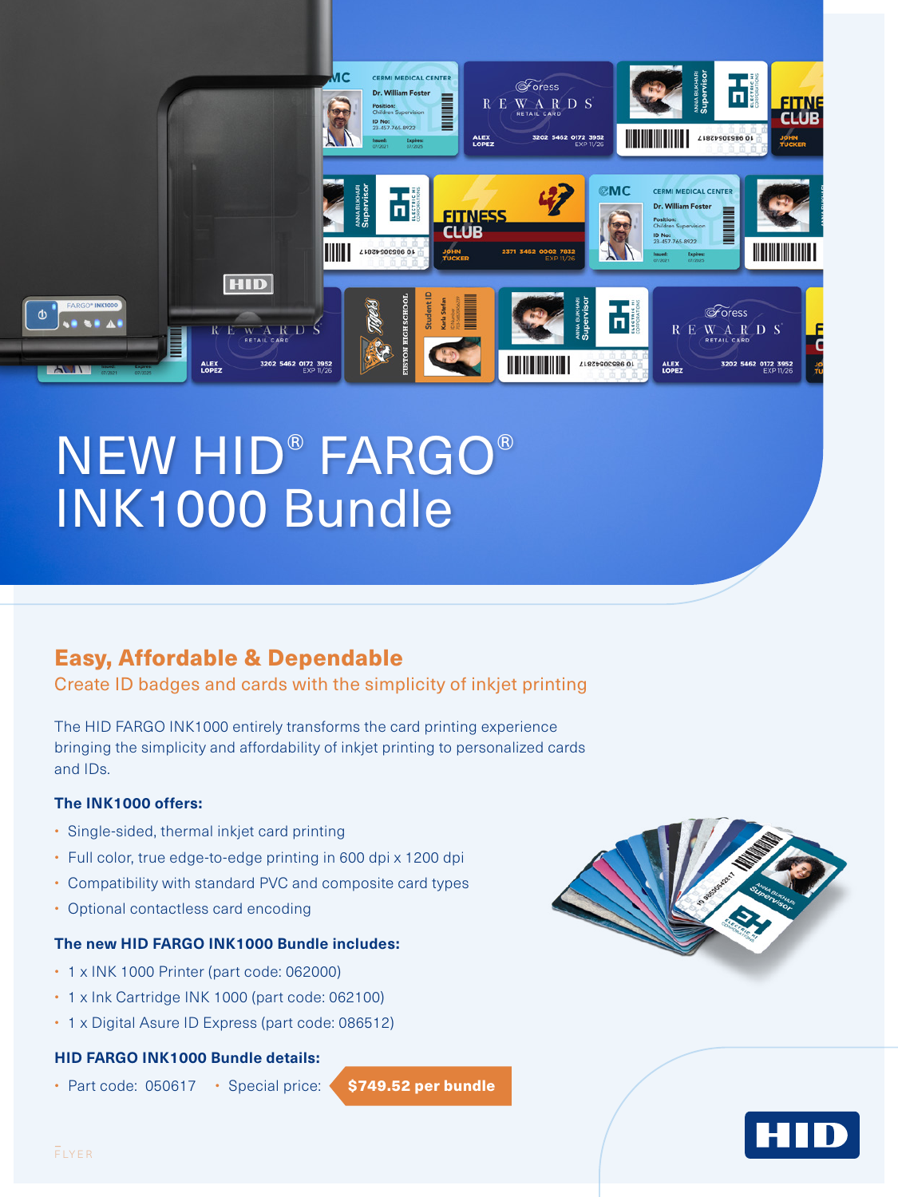# NEW HID® FARGO® INK1000 Bundle

## Easy, Affordable & Dependable

Create ID badges and cards with the simplicity of inkjet printing

The HID FARGO INK1000 entirely transforms the card printing experience bringing the simplicity and affordability of inkjet printing to personalized cards and IDs.

### The INK1000 offers:

- Single-sided, thermal inkjet card printing
- Full color, true edge-to-edge printing in 600 dpi x 1200 dpi
- Compatibility with standard PVC and composite card types
- Optional contactless card encoding

### The new HID FARGO INK1000 Bundle includes:

- 1 x INK 1000 Printer (part code: 062000)
- 1 x Ink Cartridge INK 1000 (part code: 062100)
- 1 x Digital Asure ID Express (part code: 086512)

### HID FARGO INK1000 Bundle details:

- Part code: 050617
- Special price: **$749.52 per bundle**

FLYER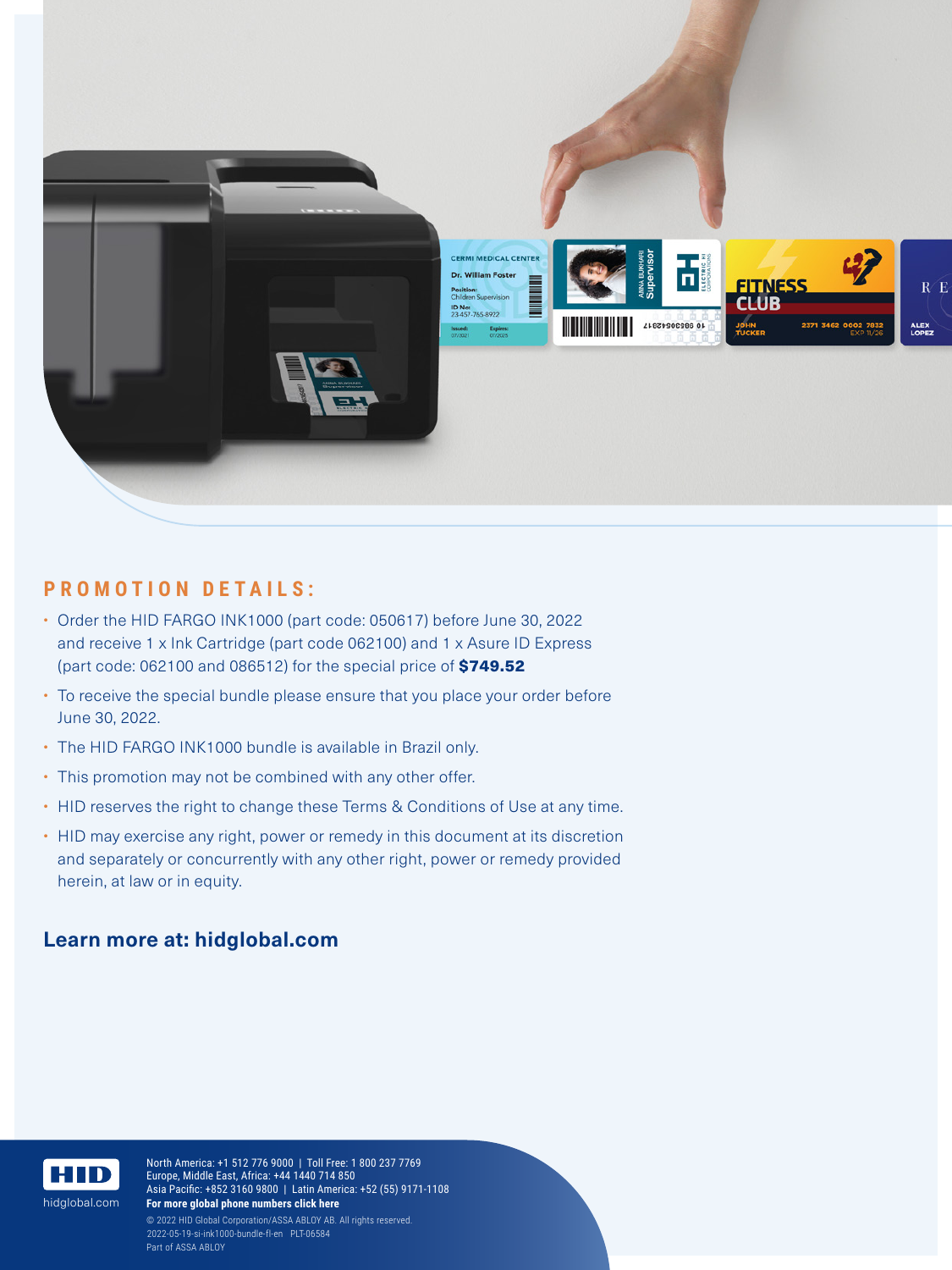## PROMOTION DETAILS:

- Order the HID FARGO INK1000 (part code: 050617) before June 30, 2022 and receive 1 x Ink Cartridge (part code 062100) and 1 x Asure ID Express (part code: 062100 and 086512) for the special price of **$749.52**
- To receive the special bundle please ensure that you place your order before June 30, 2022.
- The HID FARGO INK1000 bundle is available in Brazil only.
- This promotion may not be combined with any other offer.
- HID reserves the right to change these Terms & Conditions of Use at any time.
- HID may exercise any right, power or remedy in this document at its discretion and separately or concurrently with any other right, power or remedy provided herein, at law or in equity.

**Learn more at: hidglobal.com**

HID
hidglobal.com

North America: +1 512 776 9000 | Toll Free: 1 800 237 7769
Europe, Middle East, Africa: +44 1440 714 850
Asia Pacific: +852 3160 9800 | Latin America: +52 (55) 9171-1108
**For more global phone numbers click here**

© 2022 HID Global Corporation/ASSA ABLOY AB. All rights reserved.
2022-05-19-si-ink1000-bundle-fl-en PLT-06584
Part of ASSA ABLOY